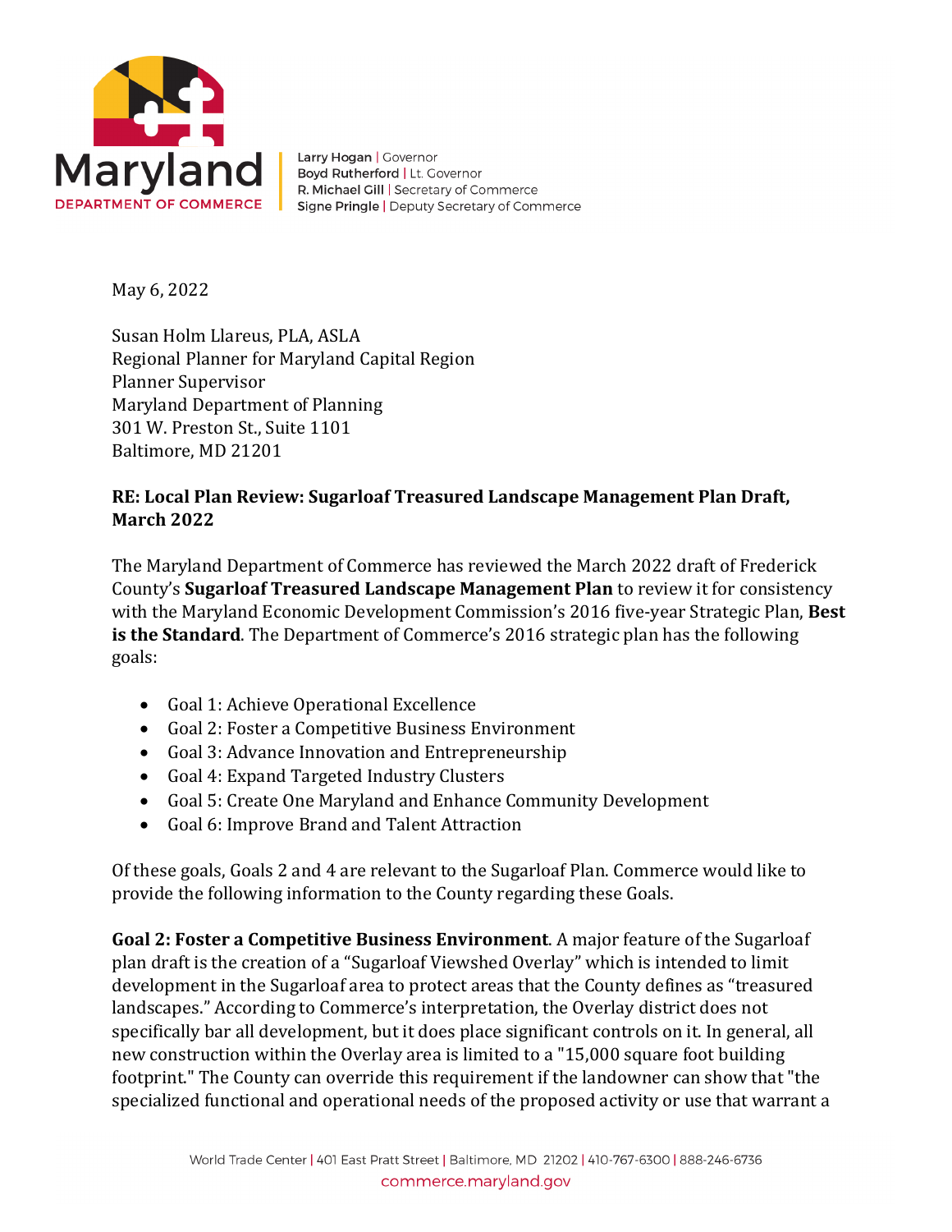Maryland DEPARTMENT OF COMMERCE

Larry Hogan | Governor
Boyd Rutherford | Lt. Governor
R. Michael Gill | Secretary of Commerce
Signe Pringle | Deputy Secretary of Commerce

May 6, 2022

Susan Holm Llareus, PLA, ASLA
Regional Planner for Maryland Capital Region
Planner Supervisor
Maryland Department of Planning
301 W. Preston St., Suite 1101
Baltimore, MD 21201

**RE: Local Plan Review: Sugarloaf Treasured Landscape Management Plan Draft, March 2022**

The Maryland Department of Commerce has reviewed the March 2022 draft of Frederick County's **Sugarloaf Treasured Landscape Management Plan** to review it for consistency with the Maryland Economic Development Commission's 2016 five-year Strategic Plan, **Best is the Standard**. The Department of Commerce's 2016 strategic plan has the following goals:

- Goal 1: Achieve Operational Excellence
- Goal 2: Foster a Competitive Business Environment
- Goal 3: Advance Innovation and Entrepreneurship
- Goal 4: Expand Targeted Industry Clusters
- Goal 5: Create One Maryland and Enhance Community Development
- Goal 6: Improve Brand and Talent Attraction

Of these goals, Goals 2 and 4 are relevant to the Sugarloaf Plan. Commerce would like to provide the following information to the County regarding these Goals.

**Goal 2: Foster a Competitive Business Environment**. A major feature of the Sugarloaf plan draft is the creation of a "Sugarloaf Viewshed Overlay" which is intended to limit development in the Sugarloaf area to protect areas that the County defines as "treasured landscapes." According to Commerce's interpretation, the Overlay district does not specifically bar all development, but it does place significant controls on it. In general, all new construction within the Overlay area is limited to a "15,000 square foot building footprint." The County can override this requirement if the landowner can show that "the specialized functional and operational needs of the proposed activity or use that warrant a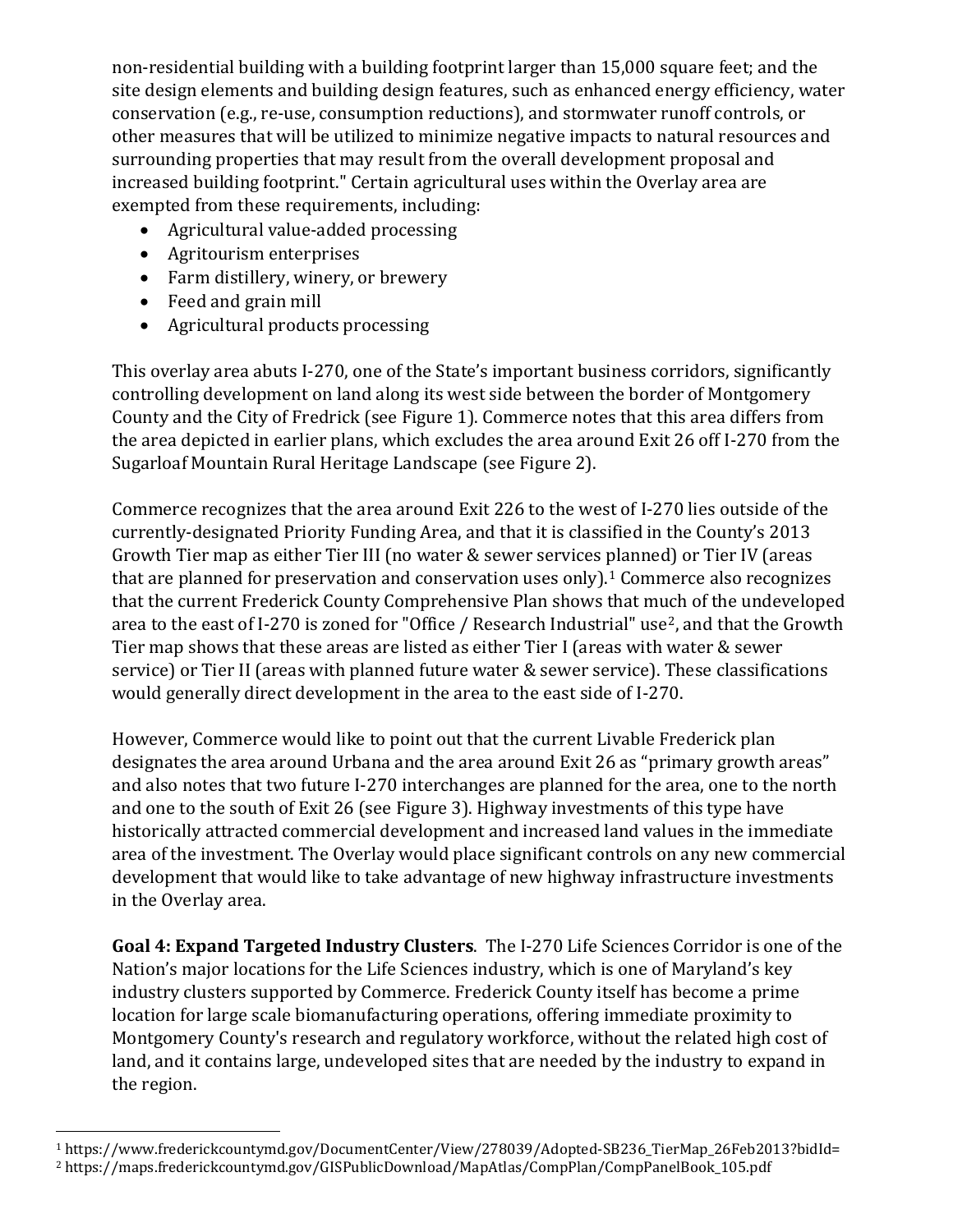non-residential building with a building footprint larger than 15,000 square feet; and the site design elements and building design features, such as enhanced energy efficiency, water conservation (e.g., re-use, consumption reductions), and stormwater runoff controls, or other measures that will be utilized to minimize negative impacts to natural resources and surrounding properties that may result from the overall development proposal and increased building footprint." Certain agricultural uses within the Overlay area are exempted from these requirements, including:

- Agricultural value-added processing
- Agritourism enterprises
- Farm distillery, winery, or brewery
- Feed and grain mill
- Agricultural products processing

This overlay area abuts I-270, one of the State's important business corridors, significantly controlling development on land along its west side between the border of Montgomery County and the City of Fredrick (see Figure 1). Commerce notes that this area differs from the area depicted in earlier plans, which excludes the area around Exit 26 off I-270 from the Sugarloaf Mountain Rural Heritage Landscape (see Figure 2).

Commerce recognizes that the area around Exit 226 to the west of I-270 lies outside of the currently-designated Priority Funding Area, and that it is classified in the County's 2013 Growth Tier map as either Tier III (no water & sewer services planned) or Tier IV (areas that are planned for preservation and conservation uses only).[1] Commerce also recognizes that the current Frederick County Comprehensive Plan shows that much of the undeveloped area to the east of I-270 is zoned for "Office / Research Industrial" use[2], and that the Growth Tier map shows that these areas are listed as either Tier I (areas with water & sewer service) or Tier II (areas with planned future water & sewer service). These classifications would generally direct development in the area to the east side of I-270.

However, Commerce would like to point out that the current Livable Frederick plan designates the area around Urbana and the area around Exit 26 as "primary growth areas" and also notes that two future I-270 interchanges are planned for the area, one to the north and one to the south of Exit 26 (see Figure 3). Highway investments of this type have historically attracted commercial development and increased land values in the immediate area of the investment. The Overlay would place significant controls on any new commercial development that would like to take advantage of new highway infrastructure investments in the Overlay area.

**Goal 4: Expand Targeted Industry Clusters**. The I-270 Life Sciences Corridor is one of the Nation's major locations for the Life Sciences industry, which is one of Maryland's key industry clusters supported by Commerce. Frederick County itself has become a prime location for large scale biomanufacturing operations, offering immediate proximity to Montgomery County's research and regulatory workforce, without the related high cost of land, and it contains large, undeveloped sites that are needed by the industry to expand in the region.

---

[1] https://www.frederickcountymd.gov/DocumentCenter/View/278039/Adopted-SB236_TierMap_26Feb2013?bidId=

[2] https://maps.frederickcountymd.gov/GISPublicDownload/MapAtlas/CompPlan/CompPanelBook_105.pdf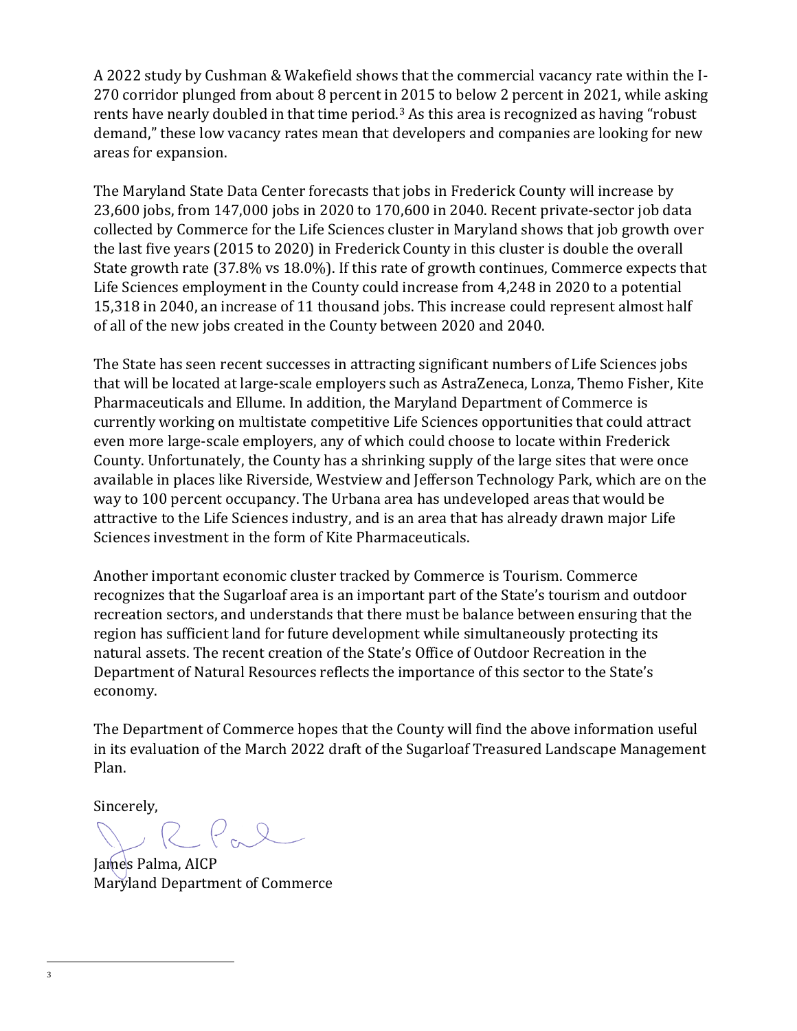A 2022 study by Cushman & Wakefield shows that the commercial vacancy rate within the I-270 corridor plunged from about 8 percent in 2015 to below 2 percent in 2021, while asking rents have nearly doubled in that time period.[3] As this area is recognized as having "robust demand," these low vacancy rates mean that developers and companies are looking for new areas for expansion.

The Maryland State Data Center forecasts that jobs in Frederick County will increase by 23,600 jobs, from 147,000 jobs in 2020 to 170,600 in 2040. Recent private-sector job data collected by Commerce for the Life Sciences cluster in Maryland shows that job growth over the last five years (2015 to 2020) in Frederick County in this cluster is double the overall State growth rate (37.8% vs 18.0%). If this rate of growth continues, Commerce expects that Life Sciences employment in the County could increase from 4,248 in 2020 to a potential 15,318 in 2040, an increase of 11 thousand jobs. This increase could represent almost half of all of the new jobs created in the County between 2020 and 2040.

The State has seen recent successes in attracting significant numbers of Life Sciences jobs that will be located at large-scale employers such as AstraZeneca, Lonza, Themo Fisher, Kite Pharmaceuticals and Ellume. In addition, the Maryland Department of Commerce is currently working on multistate competitive Life Sciences opportunities that could attract even more large-scale employers, any of which could choose to locate within Frederick County. Unfortunately, the County has a shrinking supply of the large sites that were once available in places like Riverside, Westview and Jefferson Technology Park, which are on the way to 100 percent occupancy. The Urbana area has undeveloped areas that would be attractive to the Life Sciences industry, and is an area that has already drawn major Life Sciences investment in the form of Kite Pharmaceuticals.

Another important economic cluster tracked by Commerce is Tourism. Commerce recognizes that the Sugarloaf area is an important part of the State's tourism and outdoor recreation sectors, and understands that there must be balance between ensuring that the region has sufficient land for future development while simultaneously protecting its natural assets. The recent creation of the State's Office of Outdoor Recreation in the Department of Natural Resources reflects the importance of this sector to the State's economy.

The Department of Commerce hopes that the County will find the above information useful in its evaluation of the March 2022 draft of the Sugarloaf Treasured Landscape Management Plan.

Sincerely,

James Palma, AICP
Maryland Department of Commerce

---

3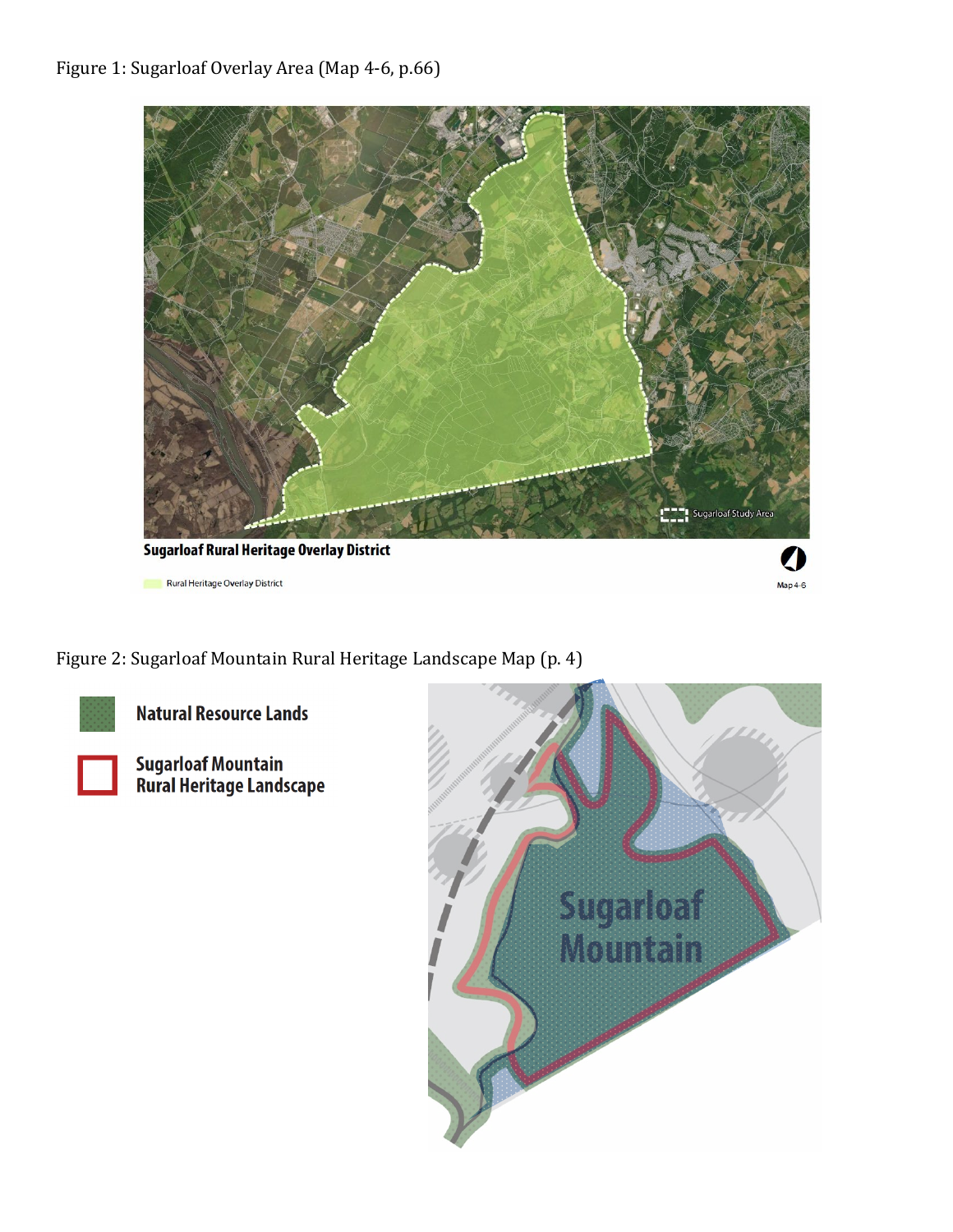Figure 1: Sugarloaf Overlay Area (Map 4-6, p.66)

Figure 2: Sugarloaf Mountain Rural Heritage Landscape Map (p. 4)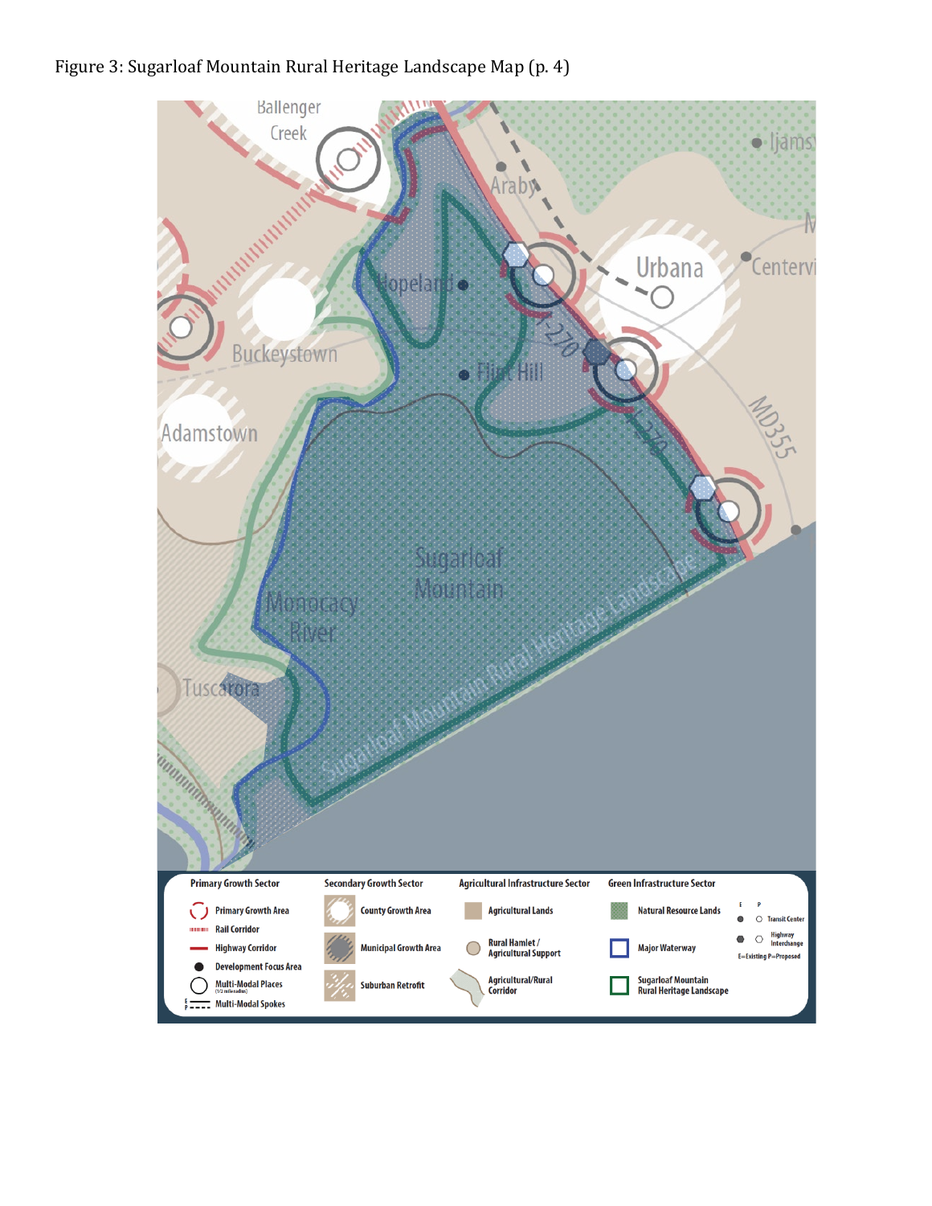Figure 3: Sugarloaf Mountain Rural Heritage Landscape Map (p. 4)

Ballenger Creek

Ijams

Araby

Urbana

Centervi

Hopeland

Buckeystown

Flint Hill

270

MD355

Adamstown

Sugarloaf Mountain

Monocacy River

Tuscarora

Sugarloaf Mountain Rural Heritage Landscape

Primary Growth Sector

Primary Growth Area

Rail Corridor

Highway Corridor

Development Focus Area

Multi-Modal Places (1/2 mile radius)

Multi-Modal Spokes

Secondary Growth Sector

County Growth Area

Municipal Growth Area

Suburban Retrofit

Agricultural Infrastructure Sector

Agricultural Lands

Rural Hamlet / Agricultural Support

Agricultural/Rural Corridor

Green Infrastructure Sector

Natural Resource Lands

Major Waterway

Sugarloaf Mountain Rural Heritage Landscape

E P

Transit Center

Highway Interchange

E=Existing P=Proposed